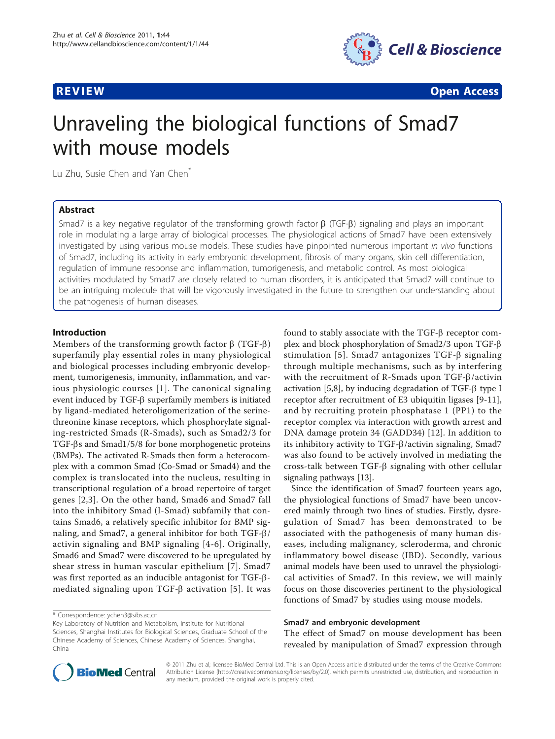**REVIEW** **Open Access**

# Unraveling the biological functions of Smad7 with mouse models

Lu Zhu, Susie Chen and Yan Chen*

## Abstract

Smad7 is a key negative regulator of the transforming growth factor β (TGF-β) signaling and plays an important role in modulating a large array of biological processes. The physiological actions of Smad7 have been extensively investigated by using various mouse models. These studies have pinpointed numerous important *in vivo* functions of Smad7, including its activity in early embryonic development, fibrosis of many organs, skin cell differentiation, regulation of immune response and inflammation, tumorigenesis, and metabolic control. As most biological activities modulated by Smad7 are closely related to human disorders, it is anticipated that Smad7 will continue to be an intriguing molecule that will be vigorously investigated in the future to strengthen our understanding about the pathogenesis of human diseases.

## Introduction

Members of the transforming growth factor β (TGF-β) superfamily play essential roles in many physiological and biological processes including embryonic development, tumorigenesis, immunity, inflammation, and various physiologic courses [1]. The canonical signaling event induced by TGF-β superfamily members is initiated by ligand-mediated heteroligomerization of the serine-threonine kinase receptors, which phosphorylate signaling-restricted Smads (R-Smads), such as Smad2/3 for TGF-βs and Smad1/5/8 for bone morphogenetic proteins (BMPs). The activated R-Smads then form a heterocomplex with a common Smad (Co-Smad or Smad4) and the complex is translocated into the nucleus, resulting in transcriptional regulation of a broad repertoire of target genes [2,3]. On the other hand, Smad6 and Smad7 fall into the inhibitory Smad (I-Smad) subfamily that contains Smad6, a relatively specific inhibitor for BMP signaling, and Smad7, a general inhibitor for both TGF-β/activin signaling and BMP signaling [4-6]. Originally, Smad6 and Smad7 were discovered to be upregulated by shear stress in human vascular epithelium [7]. Smad7 was first reported as an inducible antagonist for TGF-β-mediated signaling upon TGF-β activation [5]. It was found to stably associate with the TGF-β receptor complex and block phosphorylation of Smad2/3 upon TGF-β stimulation [5]. Smad7 antagonizes TGF-β signaling through multiple mechanisms, such as by interfering with the recruitment of R-Smads upon TGF-β/activin activation [5,8], by inducing degradation of TGF-β type I receptor after recruitment of E3 ubiquitin ligases [9-11], and by recruiting protein phosphatase 1 (PP1) to the receptor complex via interaction with growth arrest and DNA damage protein 34 (GADD34) [12]. In addition to its inhibitory activity to TGF-β/activin signaling, Smad7 was also found to be actively involved in mediating the cross-talk between TGF-β signaling with other cellular signaling pathways [13].

Since the identification of Smad7 fourteen years ago, the physiological functions of Smad7 have been uncovered mainly through two lines of studies. Firstly, dysregulation of Smad7 has been demonstrated to be associated with the pathogenesis of many human diseases, including malignancy, scleroderma, and chronic inflammatory bowel disease (IBD). Secondly, various animal models have been used to unravel the physiological activities of Smad7. In this review, we will mainly focus on those discoveries pertinent to the physiological functions of Smad7 by studies using mouse models.

## Smad7 and embryonic development

The effect of Smad7 on mouse development has been revealed by manipulation of Smad7 expression through

\* Correspondence: ychen3@sibs.ac.cn
Key Laboratory of Nutrition and Metabolism, Institute for Nutritional Sciences, Shanghai Institutes for Biological Sciences, Graduate School of the Chinese Academy of Sciences, Chinese Academy of Sciences, Shanghai, China

© 2011 Zhu et al; licensee BioMed Central Ltd. This is an Open Access article distributed under the terms of the Creative Commons Attribution License (http://creativecommons.org/licenses/by/2.0), which permits unrestricted use, distribution, and reproduction in any medium, provided the original work is properly cited.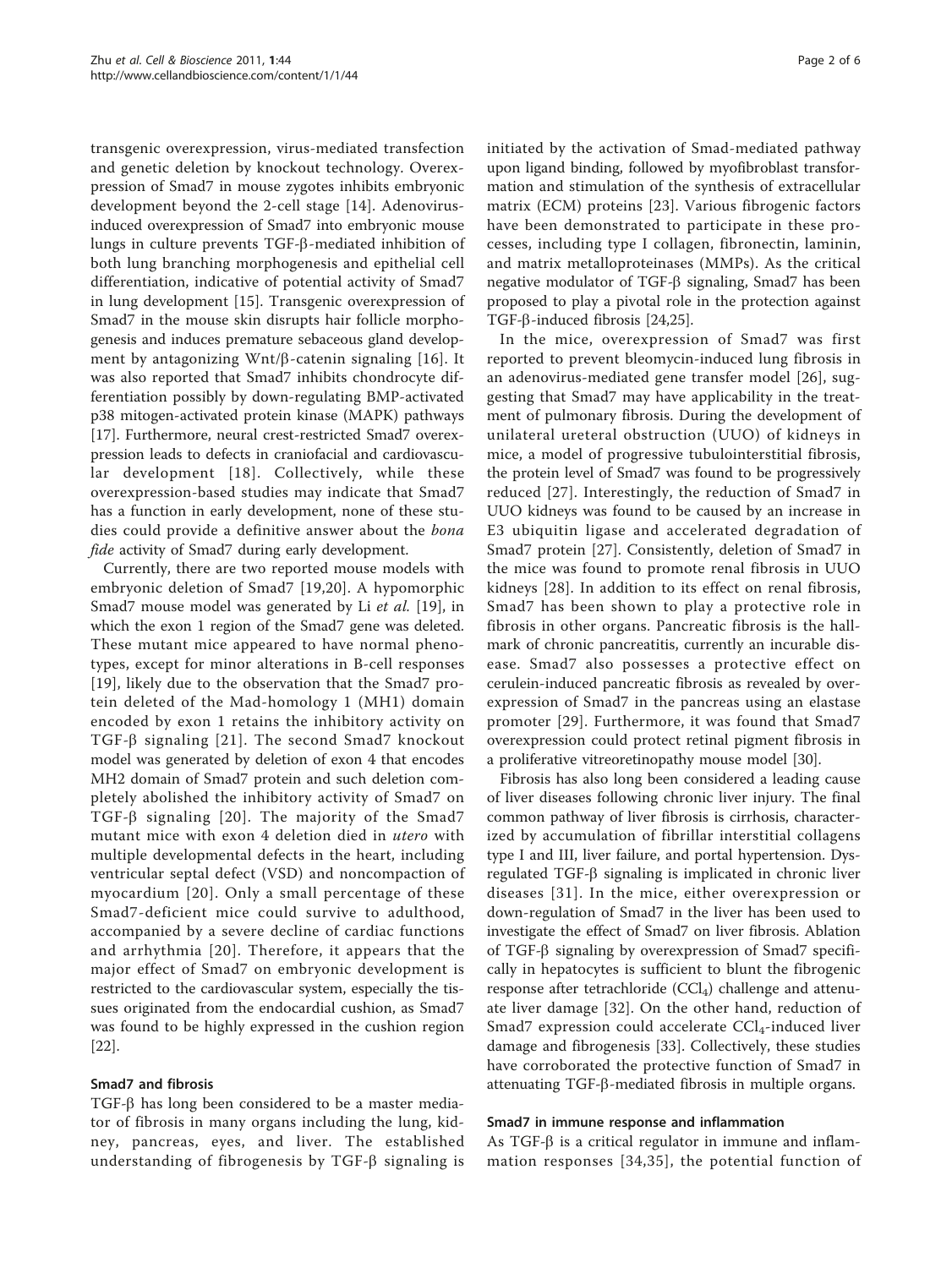transgenic overexpression, virus-mediated transfection and genetic deletion by knockout technology. Overexpression of Smad7 in mouse zygotes inhibits embryonic development beyond the 2-cell stage [14]. Adenovirus-induced overexpression of Smad7 into embryonic mouse lungs in culture prevents TGF-β-mediated inhibition of both lung branching morphogenesis and epithelial cell differentiation, indicative of potential activity of Smad7 in lung development [15]. Transgenic overexpression of Smad7 in the mouse skin disrupts hair follicle morphogenesis and induces premature sebaceous gland development by antagonizing Wnt/β-catenin signaling [16]. It was also reported that Smad7 inhibits chondrocyte differentiation possibly by down-regulating BMP-activated p38 mitogen-activated protein kinase (MAPK) pathways [17]. Furthermore, neural crest-restricted Smad7 overexpression leads to defects in craniofacial and cardiovascular development [18]. Collectively, while these overexpression-based studies may indicate that Smad7 has a function in early development, none of these studies could provide a definitive answer about the *bona fide* activity of Smad7 during early development.

Currently, there are two reported mouse models with embryonic deletion of Smad7 [19,20]. A hypomorphic Smad7 mouse model was generated by Li *et al.* [19], in which the exon 1 region of the Smad7 gene was deleted. These mutant mice appeared to have normal phenotypes, except for minor alterations in B-cell responses [19], likely due to the observation that the Smad7 protein deleted of the Mad-homology 1 (MH1) domain encoded by exon 1 retains the inhibitory activity on TGF-β signaling [21]. The second Smad7 knockout model was generated by deletion of exon 4 that encodes MH2 domain of Smad7 protein and such deletion completely abolished the inhibitory activity of Smad7 on TGF-β signaling [20]. The majority of the Smad7 mutant mice with exon 4 deletion died in *utero* with multiple developmental defects in the heart, including ventricular septal defect (VSD) and noncompaction of myocardium [20]. Only a small percentage of these Smad7-deficient mice could survive to adulthood, accompanied by a severe decline of cardiac functions and arrhythmia [20]. Therefore, it appears that the major effect of Smad7 on embryonic development is restricted to the cardiovascular system, especially the tissues originated from the endocardial cushion, as Smad7 was found to be highly expressed in the cushion region [22].

## Smad7 and fibrosis

TGF-β has long been considered to be a master mediator of fibrosis in many organs including the lung, kidney, pancreas, eyes, and liver. The established understanding of fibrogenesis by TGF-β signaling is initiated by the activation of Smad-mediated pathway upon ligand binding, followed by myofibroblast transformation and stimulation of the synthesis of extracellular matrix (ECM) proteins [23]. Various fibrogenic factors have been demonstrated to participate in these processes, including type I collagen, fibronectin, laminin, and matrix metalloproteinases (MMPs). As the critical negative modulator of TGF-β signaling, Smad7 has been proposed to play a pivotal role in the protection against TGF-β-induced fibrosis [24,25].

In the mice, overexpression of Smad7 was first reported to prevent bleomycin-induced lung fibrosis in an adenovirus-mediated gene transfer model [26], suggesting that Smad7 may have applicability in the treatment of pulmonary fibrosis. During the development of unilateral ureteral obstruction (UUO) of kidneys in mice, a model of progressive tubulointerstitial fibrosis, the protein level of Smad7 was found to be progressively reduced [27]. Interestingly, the reduction of Smad7 in UUO kidneys was found to be caused by an increase in E3 ubiquitin ligase and accelerated degradation of Smad7 protein [27]. Consistently, deletion of Smad7 in the mice was found to promote renal fibrosis in UUO kidneys [28]. In addition to its effect on renal fibrosis, Smad7 has been shown to play a protective role in fibrosis in other organs. Pancreatic fibrosis is the hallmark of chronic pancreatitis, currently an incurable disease. Smad7 also possesses a protective effect on cerulein-induced pancreatic fibrosis as revealed by overexpression of Smad7 in the pancreas using an elastase promoter [29]. Furthermore, it was found that Smad7 overexpression could protect retinal pigment fibrosis in a proliferative vitreoretinopathy mouse model [30].

Fibrosis has also long been considered a leading cause of liver diseases following chronic liver injury. The final common pathway of liver fibrosis is cirrhosis, characterized by accumulation of fibrillar interstitial collagens type I and III, liver failure, and portal hypertension. Dysregulated TGF-β signaling is implicated in chronic liver diseases [31]. In the mice, either overexpression or down-regulation of Smad7 in the liver has been used to investigate the effect of Smad7 on liver fibrosis. Ablation of TGF-β signaling by overexpression of Smad7 specifically in hepatocytes is sufficient to blunt the fibrogenic response after tetrachloride ($CCl_4$) challenge and attenuate liver damage [32]. On the other hand, reduction of Smad7 expression could accelerate $CCl_4$-induced liver damage and fibrogenesis [33]. Collectively, these studies have corroborated the protective function of Smad7 in attenuating TGF-β-mediated fibrosis in multiple organs.

## Smad7 in immune response and inflammation

As TGF-β is a critical regulator in immune and inflammation responses [34,35], the potential function of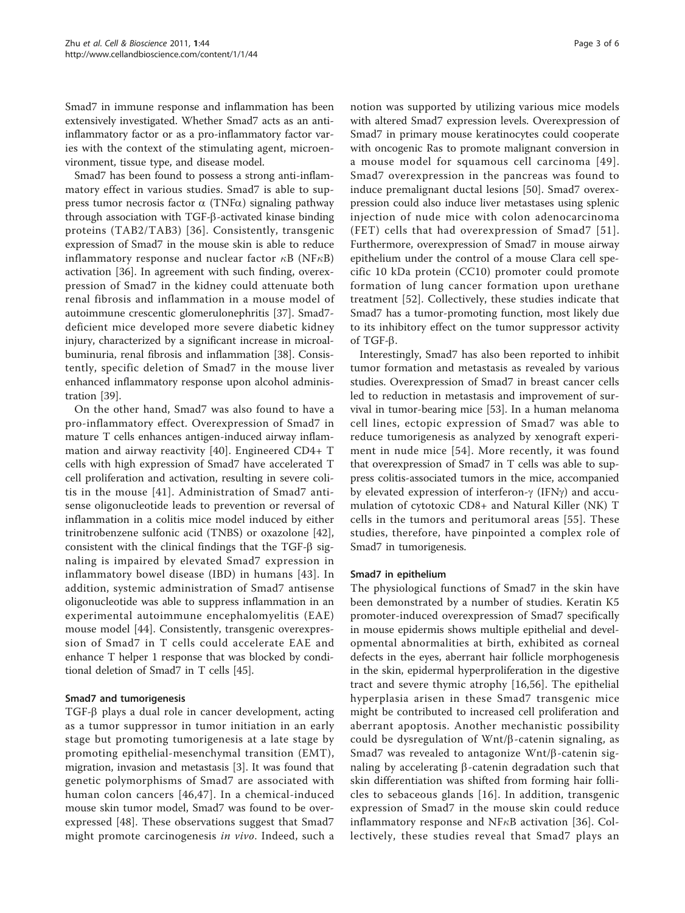Smad7 in immune response and inflammation has been extensively investigated. Whether Smad7 acts as an anti-inflammatory factor or as a pro-inflammatory factor varies with the context of the stimulating agent, microenvironment, tissue type, and disease model.

Smad7 has been found to possess a strong anti-inflammatory effect in various studies. Smad7 is able to suppress tumor necrosis factor α (TNFα) signaling pathway through association with TGF-β-activated kinase binding proteins (TAB2/TAB3) [36]. Consistently, transgenic expression of Smad7 in the mouse skin is able to reduce inflammatory response and nuclear factor κB (NFκB) activation [36]. In agreement with such finding, overexpression of Smad7 in the kidney could attenuate both renal fibrosis and inflammation in a mouse model of autoimmune crescentic glomerulonephritis [37]. Smad7-deficient mice developed more severe diabetic kidney injury, characterized by a significant increase in microalbuminuria, renal fibrosis and inflammation [38]. Consistently, specific deletion of Smad7 in the mouse liver enhanced inflammatory response upon alcohol administration [39].

On the other hand, Smad7 was also found to have a pro-inflammatory effect. Overexpression of Smad7 in mature T cells enhances antigen-induced airway inflammation and airway reactivity [40]. Engineered CD4+ T cells with high expression of Smad7 have accelerated T cell proliferation and activation, resulting in severe colitis in the mouse [41]. Administration of Smad7 antisense oligonucleotide leads to prevention or reversal of inflammation in a colitis mice model induced by either trinitrobenzene sulfonic acid (TNBS) or oxazolone [42], consistent with the clinical findings that the TGF-β signaling is impaired by elevated Smad7 expression in inflammatory bowel disease (IBD) in humans [43]. In addition, systemic administration of Smad7 antisense oligonucleotide was able to suppress inflammation in an experimental autoimmune encephalomyelitis (EAE) mouse model [44]. Consistently, transgenic overexpression of Smad7 in T cells could accelerate EAE and enhance T helper 1 response that was blocked by conditional deletion of Smad7 in T cells [45].

#### Smad7 and tumorigenesis

TGF-β plays a dual role in cancer development, acting as a tumor suppressor in tumor initiation in an early stage but promoting tumorigenesis at a late stage by promoting epithelial-mesenchymal transition (EMT), migration, invasion and metastasis [3]. It was found that genetic polymorphisms of Smad7 are associated with human colon cancers [46,47]. In a chemical-induced mouse skin tumor model, Smad7 was found to be overexpressed [48]. These observations suggest that Smad7 might promote carcinogenesis *in vivo*. Indeed, such a notion was supported by utilizing various mice models with altered Smad7 expression levels. Overexpression of Smad7 in primary mouse keratinocytes could cooperate with oncogenic Ras to promote malignant conversion in a mouse model for squamous cell carcinoma [49]. Smad7 overexpression in the pancreas was found to induce premalignant ductal lesions [50]. Smad7 overexpression could also induce liver metastases using splenic injection of nude mice with colon adenocarcinoma (FET) cells that had overexpression of Smad7 [51]. Furthermore, overexpression of Smad7 in mouse airway epithelium under the control of a mouse Clara cell specific 10 kDa protein (CC10) promoter could promote formation of lung cancer formation upon urethane treatment [52]. Collectively, these studies indicate that Smad7 has a tumor-promoting function, most likely due to its inhibitory effect on the tumor suppressor activity of TGF-β.

Interestingly, Smad7 has also been reported to inhibit tumor formation and metastasis as revealed by various studies. Overexpression of Smad7 in breast cancer cells led to reduction in metastasis and improvement of survival in tumor-bearing mice [53]. In a human melanoma cell lines, ectopic expression of Smad7 was able to reduce tumorigenesis as analyzed by xenograft experiment in nude mice [54]. More recently, it was found that overexpression of Smad7 in T cells was able to suppress colitis-associated tumors in the mice, accompanied by elevated expression of interferon-γ (IFNγ) and accumulation of cytotoxic CD8+ and Natural Killer (NK) T cells in the tumors and peritumoral areas [55]. These studies, therefore, have pinpointed a complex role of Smad7 in tumorigenesis.

#### Smad7 in epithelium

The physiological functions of Smad7 in the skin have been demonstrated by a number of studies. Keratin K5 promoter-induced overexpression of Smad7 specifically in mouse epidermis shows multiple epithelial and developmental abnormalities at birth, exhibited as corneal defects in the eyes, aberrant hair follicle morphogenesis in the skin, epidermal hyperproliferation in the digestive tract and severe thymic atrophy [16,56]. The epithelial hyperplasia arisen in these Smad7 transgenic mice might be contributed to increased cell proliferation and aberrant apoptosis. Another mechanistic possibility could be dysregulation of Wnt/β-catenin signaling, as Smad7 was revealed to antagonize Wnt/β-catenin signaling by accelerating β-catenin degradation such that skin differentiation was shifted from forming hair follicles to sebaceous glands [16]. In addition, transgenic expression of Smad7 in the mouse skin could reduce inflammatory response and NFκB activation [36]. Collectively, these studies reveal that Smad7 plays an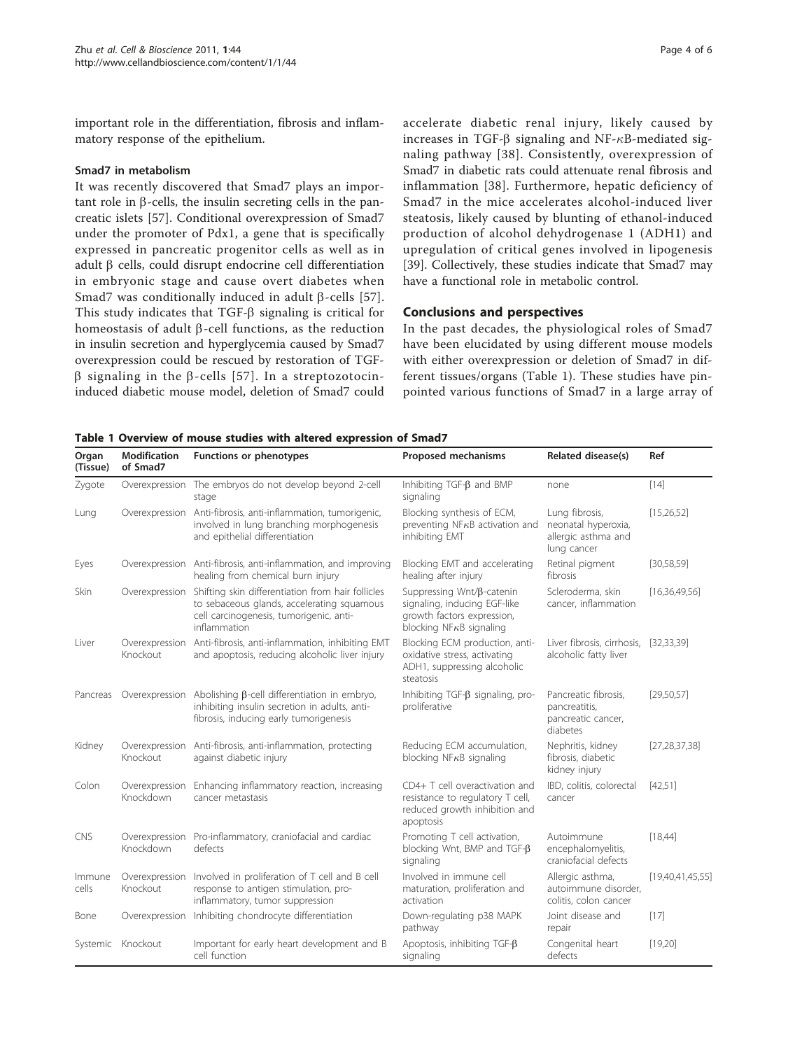important role in the differentiation, fibrosis and inflammatory response of the epithelium.

### Smad7 in metabolism

It was recently discovered that Smad7 plays an important role in β-cells, the insulin secreting cells in the pancreatic islets [57]. Conditional overexpression of Smad7 under the promoter of Pdx1, a gene that is specifically expressed in pancreatic progenitor cells as well as in adult β cells, could disrupt endocrine cell differentiation in embryonic stage and cause overt diabetes when Smad7 was conditionally induced in adult β-cells [57]. This study indicates that TGF-β signaling is critical for homeostasis of adult β-cell functions, as the reduction in insulin secretion and hyperglycemia caused by Smad7 overexpression could be rescued by restoration of TGF-β signaling in the β-cells [57]. In a streptozotocin-induced diabetic mouse model, deletion of Smad7 could accelerate diabetic renal injury, likely caused by increases in TGF-β signaling and NF-κB-mediated signaling pathway [38]. Consistently, overexpression of Smad7 in diabetic rats could attenuate renal fibrosis and inflammation [38]. Furthermore, hepatic deficiency of Smad7 in the mice accelerates alcohol-induced liver steatosis, likely caused by blunting of ethanol-induced production of alcohol dehydrogenase 1 (ADH1) and upregulation of critical genes involved in lipogenesis [39]. Collectively, these studies indicate that Smad7 may have a functional role in metabolic control.

## Conclusions and perspectives

In the past decades, the physiological roles of Smad7 have been elucidated by using different mouse models with either overexpression or deletion of Smad7 in different tissues/organs (Table 1). These studies have pinpointed various functions of Smad7 in a large array of

**Table 1 Overview of mouse studies with altered expression of Smad7**

| Organ (Tissue) | Modification of Smad7 | Functions or phenotypes | Proposed mechanisms | Related disease(s) | Ref |
|---|---|---|---|---|---|
| Zygote | Overexpression | The embryos do not develop beyond 2-cell stage | Inhibiting TGF-β and BMP signaling | none | [14] |
| Lung | Overexpression | Anti-fibrosis, anti-inflammation, tumorigenic, involved in lung branching morphogenesis and epithelial differentiation | Blocking synthesis of ECM, preventing NFκB activation and inhibiting EMT | Lung fibrosis, neonatal hyperoxia, allergic asthma and lung cancer | [15,26,52] |
| Eyes | Overexpression | Anti-fibrosis, anti-inflammation, and improving healing from chemical burn injury | Blocking EMT and accelerating healing after injury | Retinal pigment fibrosis | [30,58,59] |
| Skin | Overexpression | Shifting skin differentiation from hair follicles to sebaceous glands, accelerating squamous cell carcinogenesis, tumorigenic, anti-inflammation | Suppressing Wnt/β-catenin signaling, inducing EGF-like growth factors expression, blocking NFκB signaling | Scleroderma, skin cancer, inflammation | [16,36,49,56] |
| Liver | Overexpression Knockout | Anti-fibrosis, anti-inflammation, inhibiting EMT and apoptosis, reducing alcoholic liver injury | Blocking ECM production, anti-oxidative stress, activating ADH1, suppressing alcoholic steatosis | Liver fibrosis, cirrhosis, alcoholic fatty liver | [32,33,39] |
| Pancreas | Overexpression | Abolishing β-cell differentiation in embryo, inhibiting insulin secretion in adults, anti-fibrosis, inducing early tumorigenesis | Inhibiting TGF-β signaling, pro-proliferative | Pancreatic fibrosis, pancreatitis, pancreatic cancer, diabetes | [29,50,57] |
| Kidney | Overexpression Knockout | Anti-fibrosis, anti-inflammation, protecting against diabetic injury | Reducing ECM accumulation, blocking NFκB signaling | Nephritis, kidney fibrosis, diabetic kidney injury | [27,28,37,38] |
| Colon | Overexpression Knockdown | Enhancing inflammatory reaction, increasing cancer metastasis | CD4+ T cell overactivation and resistance to regulatory T cell, reduced growth inhibition and apoptosis | IBD, colitis, colorectal cancer | [42,51] |
| CNS | Overexpression Knockdown | Pro-inflammatory, craniofacial and cardiac defects | Promoting T cell activation, blocking Wnt, BMP and TGF-β signaling | Autoimmune encephalomyelitis, craniofacial defects | [18,44] |
| Immune cells | Overexpression Knockout | Involved in proliferation of T cell and B cell response to antigen stimulation, pro-inflammatory, tumor suppression | Involved in immune cell maturation, proliferation and activation | Allergic asthma, autoimmune disorder, colitis, colon cancer | [19,40,41,45,55] |
| Bone | Overexpression | Inhibiting chondrocyte differentiation | Down-regulating p38 MAPK pathway | Joint disease and repair | [17] |
| Systemic | Knockout | Important for early heart development and B cell function | Apoptosis, inhibiting TGF-β signaling | Congenital heart defects | [19,20] |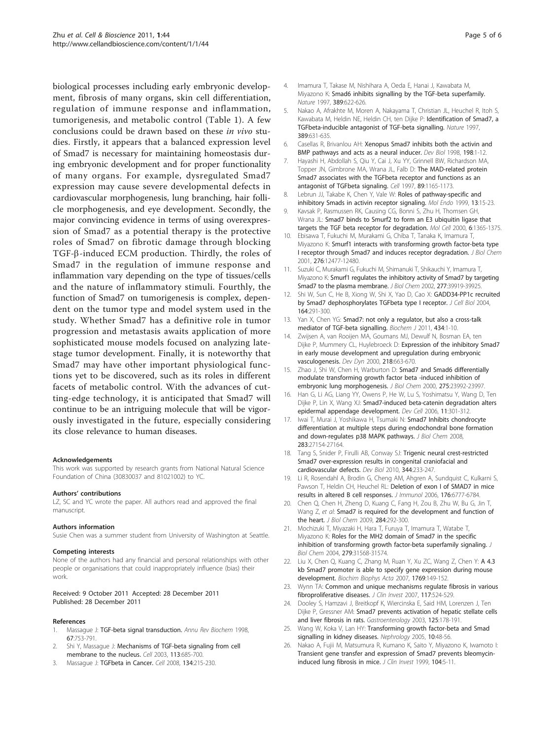biological processes including early embryonic development, fibrosis of many organs, skin cell differentiation, regulation of immune response and inflammation, tumorigenesis, and metabolic control (Table 1). A few conclusions could be drawn based on these *in vivo* studies. Firstly, it appears that a balanced expression level of Smad7 is necessary for maintaining homeostasis during embryonic development and for proper functionality of many organs. For example, dysregulated Smad7 expression may cause severe developmental defects in cardiovascular morphogenesis, lung branching, hair follicle morphogenesis, and eye development. Secondly, the major convincing evidence in terms of using overexpression of Smad7 as a potential therapy is the protective roles of Smad7 on fibrotic damage through blocking TGF-β-induced ECM production. Thirdly, the roles of Smad7 in the regulation of immune response and inflammation vary depending on the type of tissues/cells and the nature of inflammatory stimuli. Fourthly, the function of Smad7 on tumorigenesis is complex, dependent on the tumor type and model system used in the study. Whether Smad7 has a definitive role in tumor progression and metastasis awaits application of more sophisticated mouse models focused on analyzing late-stage tumor development. Finally, it is noteworthy that Smad7 may have other important physiological functions yet to be discovered, such as its roles in different facets of metabolic control. With the advances of cutting-edge technology, it is anticipated that Smad7 will continue to be an intriguing molecule that will be vigorously investigated in the future, especially considering its close relevance to human diseases.

#### Acknowledgements
This work was supported by research grants from National Natural Science Foundation of China (30830037 and 81021002) to YC.

#### Authors' contributions
LZ, SC and YC wrote the paper. All authors read and approved the final manuscript.

#### Authors information
Susie Chen was a summer student from University of Washington at Seattle.

#### Competing interests
None of the authors had any financial and personal relationships with other people or organisations that could inappropriately influence (bias) their work.

Received: 9 October 2011 Accepted: 28 December 2011
Published: 28 December 2011

#### References

1. Massague J: **TGF-beta signal transduction.** *Annu Rev Biochem* 1998, **67**:753-791.
2. Shi Y, Massague J: **Mechanisms of TGF-beta signaling from cell membrane to the nucleus.** *Cell* 2003, **113**:685-700.
3. Massague J: **TGFbeta in Cancer.** *Cell* 2008, **134**:215-230.
4. Imamura T, Takase M, Nishihara A, Oeda E, Hanai J, Kawabata M, Miyazono K: **Smad6 inhibits signalling by the TGF-beta superfamily.** *Nature* 1997, **389**:622-626.
5. Nakao A, Afrakhte M, Moren A, Nakayama T, Christian JL, Heuchel R, Itoh S, Kawabata M, Heldin NE, Heldin CH, ten Dijke P: **Identification of Smad7, a TGFbeta-inducible antagonist of TGF-beta signalling.** *Nature* 1997, **389**:631-635.
6. Casellas R, Brivanlou AH: **Xenopus Smad7 inhibits both the activin and BMP pathways and acts as a neural inducer.** *Dev Biol* 1998, **198**:1-12.
7. Hayashi H, Abdollah S, Qiu Y, Cai J, Xu YY, Grinnell BW, Richardson MA, Topper JN, Gimbrone MA, Wrana JL, Falb D: **The MAD-related protein Smad7 associates with the TGFbeta receptor and functions as an antagonist of TGFbeta signaling.** *Cell* 1997, **89**:1165-1173.
8. Lebrun JJ, Takabe K, Chen Y, Vale W: **Roles of pathway-specific and inhibitory Smads in activin receptor signaling.** *Mol Endo* 1999, **13**:15-23.
9. Kavsak P, Rasmussen RK, Causing CG, Bonni S, Zhu H, Thomsen GH, Wrana JL: **Smad7 binds to Smurf2 to form an E3 ubiquitin ligase that targets the TGF beta receptor for degradation.** *Mol Cell* 2000, **6**:1365-1375.
10. Ebisawa T, Fukuchi M, Murakami G, Chiba T, Tanaka K, Imamura T, Miyazono K: **Smurf1 interacts with transforming growth factor-beta type I receptor through Smad7 and induces receptor degradation.** *J Biol Chem* 2001, **276**:12477-12480.
11. Suzuki C, Murakami G, Fukuchi M, Shimanuki T, Shikauchi Y, Imamura T, Miyazono K: **Smurf1 regulates the inhibitory activity of Smad7 by targeting Smad7 to the plasma membrane.** *J Biol Chem* 2002, **277**:39919-39925.
12. Shi W, Sun C, He B, Xiong W, Shi X, Yao D, Cao X: **GADD34-PP1c recruited by Smad7 dephosphorylates TGFbeta type I receptor.** *J Cell Biol* 2004, **164**:291-300.
13. Yan X, Chen YG: **Smad7: not only a regulator, but also a cross-talk mediator of TGF-beta signalling.** *Biochem J* 2011, **434**:1-10.
14. Zwijsen A, van Rooijen MA, Goumans MJ, Dewulf N, Bosman EA, ten Dijke P, Mummery CL, Huylebroeck D: **Expression of the inhibitory Smad7 in early mouse development and upregulation during embryonic vasculogenesis.** *Dev Dyn* 2000, **218**:663-670.
15. Zhao J, Shi W, Chen H, Warburton D: **Smad7 and Smad6 differentially modulate transforming growth factor beta -induced inhibition of embryonic lung morphogenesis.** *J Biol Chem* 2000, **275**:23992-23997.
16. Han G, Li AG, Liang YY, Owens P, He W, Lu S, Yoshimatsu Y, Wang D, Ten Dijke P, Lin X, Wang XJ: **Smad7-induced beta-catenin degradation alters epidermal appendage development.** *Dev Cell* 2006, **11**:301-312.
17. Iwai T, Murai J, Yoshikawa H, Tsumaki N: **Smad7 Inhibits chondrocyte differentiation at multiple steps during endochondral bone formation and down-regulates p38 MAPK pathways.** *J Biol Chem* 2008, **283**:27154-27164.
18. Tang S, Snider P, Firulli AB, Conway SJ: **Trigenic neural crest-restricted Smad7 over-expression results in congenital craniofacial and cardiovascular defects.** *Dev Biol* 2010, **344**:233-247.
19. Li R, Rosendahl A, Brodin G, Cheng AM, Ahgren A, Sundquist C, Kulkarni S, Pawson T, Heldin CH, Heuchel RL: **Deletion of exon I of SMAD7 in mice results in altered B cell responses.** *J Immunol* 2006, **176**:6777-6784.
20. Chen Q, Chen H, Zheng D, Kuang C, Fang H, Zou B, Zhu W, Bu G, Jin T, Wang Z, *et al*: **Smad7 is required for the development and function of the heart.** *J Biol Chem* 2009, **284**:292-300.
21. Mochizuki T, Miyazaki H, Hara T, Furuya T, Imamura T, Watabe T, Miyazono K: **Roles for the MH2 domain of Smad7 in the specific inhibition of transforming growth factor-beta superfamily signaling.** *J Biol Chem* 2004, **279**:31568-31574.
22. Liu X, Chen Q, Kuang C, Zhang M, Ruan Y, Xu ZC, Wang Z, Chen Y: **A 4.3 kb Smad7 promoter is able to specify gene expression during mouse development.** *Biochim Biophys Acta* 2007, **1769**:149-152.
23. Wynn TA: **Common and unique mechanisms regulate fibrosis in various fibroproliferative diseases.** *J Clin Invest* 2007, **117**:524-529.
24. Dooley S, Hamzavi J, Breitkopf K, Wiercinska E, Said HM, Lorenzen J, Ten Dijke P, Gressner AM: **Smad7 prevents activation of hepatic stellate cells and liver fibrosis in rats.** *Gastroenterology* 2003, **125**:178-191.
25. Wang W, Koka V, Lan HY: **Transforming growth factor-beta and Smad signalling in kidney diseases.** *Nephrology* 2005, **10**:48-56.
26. Nakao A, Fujii M, Matsumura R, Kumano K, Saito Y, Miyazono K, Iwamoto I: **Transient gene transfer and expression of Smad7 prevents bleomycin-induced lung fibrosis in mice.** *J Clin Invest* 1999, **104**:5-11.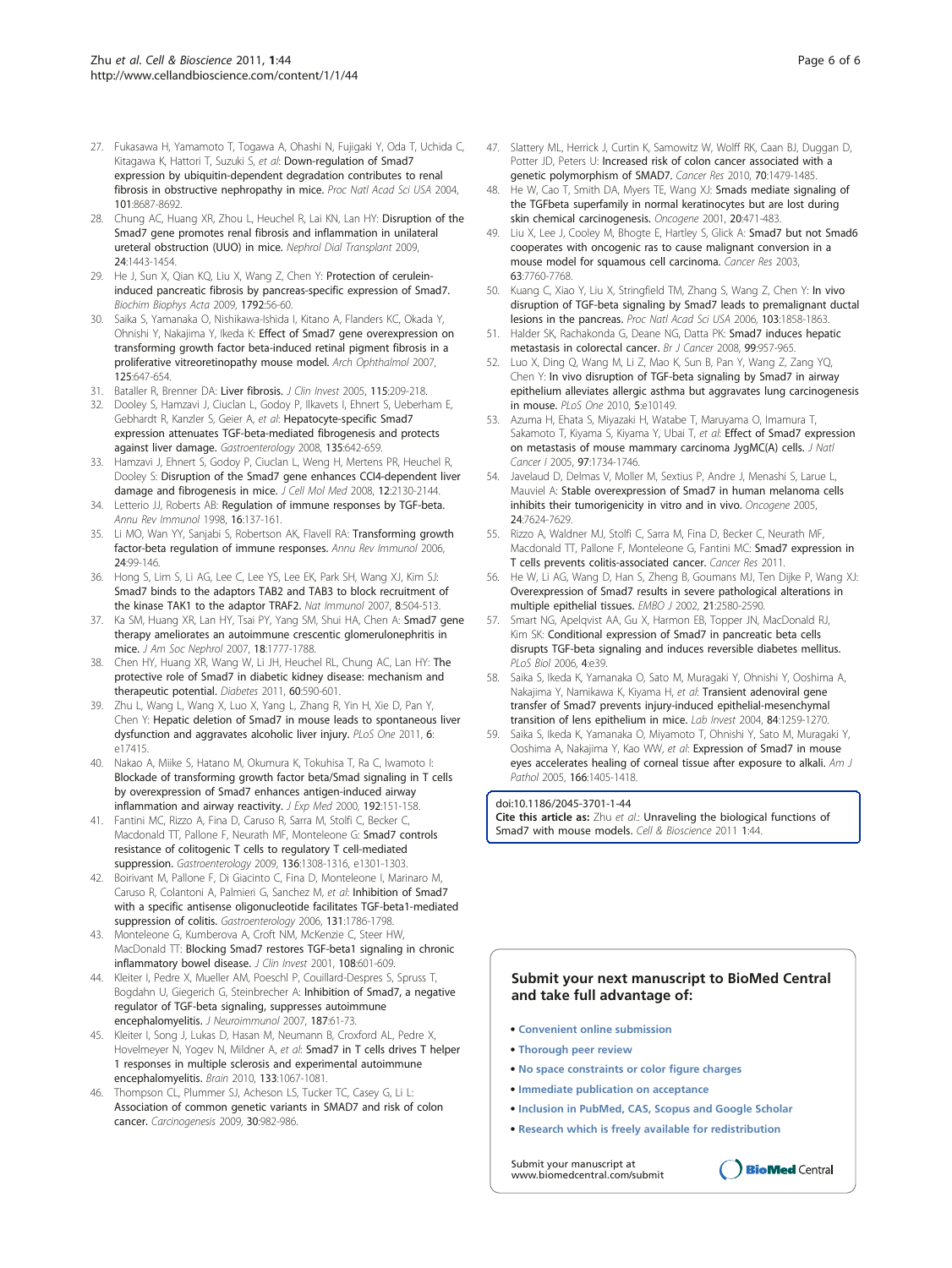27. Fukasawa H, Yamamoto T, Togawa A, Ohashi N, Fujigaki Y, Oda T, Uchida C, Kitagawa K, Hattori T, Suzuki S, *et al*: **Down-regulation of Smad7 expression by ubiquitin-dependent degradation contributes to renal fibrosis in obstructive nephropathy in mice.** *Proc Natl Acad Sci USA* 2004, **101**:8687-8692.
28. Chung AC, Huang XR, Zhou L, Heuchel R, Lai KN, Lan HY: **Disruption of the Smad7 gene promotes renal fibrosis and inflammation in unilateral ureteral obstruction (UUO) in mice.** *Nephrol Dial Transplant* 2009, **24**:1443-1454.
29. He J, Sun X, Qian KQ, Liu X, Wang Z, Chen Y: **Protection of cerulein-induced pancreatic fibrosis by pancreas-specific expression of Smad7.** *Biochim Biophys Acta* 2009, **1792**:56-60.
30. Saika S, Yamanaka O, Nishikawa-Ishida I, Kitano A, Flanders KC, Okada Y, Ohnishi Y, Nakajima Y, Ikeda K: **Effect of Smad7 gene overexpression on transforming growth factor beta-induced retinal pigment fibrosis in a proliferative vitreoretinopathy mouse model.** *Arch Ophthalmol* 2007, **125**:647-654.
31. Bataller R, Brenner DA: **Liver fibrosis.** *J Clin Invest* 2005, **115**:209-218.
32. Dooley S, Hamzavi J, Ciuclan L, Godoy P, Ilkavets I, Ehnert S, Ueberham E, Gebhardt R, Kanzler S, Geier A, *et al*: **Hepatocyte-specific Smad7 expression attenuates TGF-beta-mediated fibrogenesis and protects against liver damage.** *Gastroenterology* 2008, **135**:642-659.
33. Hamzavi J, Ehnert S, Godoy P, Ciuclan L, Weng H, Mertens PR, Heuchel R, Dooley S: **Disruption of the Smad7 gene enhances CCl4-dependent liver damage and fibrogenesis in mice.** *J Cell Mol Med* 2008, **12**:2130-2144.
34. Letterio JJ, Roberts AB: **Regulation of immune responses by TGF-beta.** *Annu Rev Immunol* 1998, **16**:137-161.
35. Li MO, Wan YY, Sanjabi S, Robertson AK, Flavell RA: **Transforming growth factor-beta regulation of immune responses.** *Annu Rev Immunol* 2006, **24**:99-146.
36. Hong S, Lim S, Li AG, Lee C, Lee YS, Lee EK, Park SH, Wang XJ, Kim SJ: **Smad7 binds to the adaptors TAB2 and TAB3 to block recruitment of the kinase TAK1 to the adaptor TRAF2.** *Nat Immunol* 2007, **8**:504-513.
37. Ka SM, Huang XR, Lan HY, Tsai PY, Yang SM, Shui HA, Chen A: **Smad7 gene therapy ameliorates an autoimmune crescentic glomerulonephritis in mice.** *J Am Soc Nephrol* 2007, **18**:1777-1788.
38. Chen HY, Huang XR, Wang W, Li JH, Heuchel RL, Chung AC, Lan HY: **The protective role of Smad7 in diabetic kidney disease: mechanism and therapeutic potential.** *Diabetes* 2011, **60**:590-601.
39. Zhu L, Wang L, Wang X, Luo X, Yang L, Zhang R, Yin H, Xie D, Pan Y, Chen Y: **Hepatic deletion of Smad7 in mouse leads to spontaneous liver dysfunction and aggravates alcoholic liver injury.** *PLoS One* 2011, **6**:e17415.
40. Nakao A, Miike S, Hatano M, Okumura K, Tokuhisa T, Ra C, Iwamoto I: **Blockade of transforming growth factor beta/Smad signaling in T cells by overexpression of Smad7 enhances antigen-induced airway inflammation and airway reactivity.** *J Exp Med* 2000, **192**:151-158.
41. Fantini MC, Rizzo A, Fina D, Caruso R, Sarra M, Stolfi C, Becker C, Macdonald TT, Pallone F, Neurath MF, Monteleone G: **Smad7 controls resistance of colitogenic T cells to regulatory T cell-mediated suppression.** *Gastroenterology* 2009, **136**:1308-1316, e1301-1303.
42. Boirivant M, Pallone F, Di Giacinto C, Fina D, Monteleone I, Marinaro M, Caruso R, Colantoni A, Palmieri G, Sanchez M, *et al*: **Inhibition of Smad7 with a specific antisense oligonucleotide facilitates TGF-beta1-mediated suppression of colitis.** *Gastroenterology* 2006, **131**:1786-1798.
43. Monteleone G, Kumberova A, Croft NM, McKenzie C, Steer HW, MacDonald TT: **Blocking Smad7 restores TGF-beta1 signaling in chronic inflammatory bowel disease.** *J Clin Invest* 2001, **108**:601-609.
44. Kleiter I, Pedre X, Mueller AM, Poeschl P, Couillard-Despres S, Spruss T, Bogdahn U, Giegerich G, Steinbrecher A: **Inhibition of Smad7, a negative regulator of TGF-beta signaling, suppresses autoimmune encephalomyelitis.** *J Neuroimmunol* 2007, **187**:61-73.
45. Kleiter I, Song J, Lukas D, Hasan M, Neumann B, Croxford AL, Pedre X, Hovelmeyer N, Yogev N, Mildner A, *et al*: **Smad7 in T cells drives T helper 1 responses in multiple sclerosis and experimental autoimmune encephalomyelitis.** *Brain* 2010, **133**:1067-1081.
46. Thompson CL, Plummer SJ, Acheson LS, Tucker TC, Casey G, Li L: **Association of common genetic variants in SMAD7 and risk of colon cancer.** *Carcinogenesis* 2009, **30**:982-986.
47. Slattery ML, Herrick J, Curtin K, Samowitz W, Wolff RK, Caan BJ, Duggan D, Potter JD, Peters U: **Increased risk of colon cancer associated with a genetic polymorphism of SMAD7.** *Cancer Res* 2010, **70**:1479-1485.
48. He W, Cao T, Smith DA, Myers TE, Wang XJ: **Smads mediate signaling of the TGFbeta superfamily in normal keratinocytes but are lost during skin chemical carcinogenesis.** *Oncogene* 2001, **20**:471-483.
49. Liu X, Lee J, Cooley M, Bhogte E, Hartley S, Glick A: **Smad7 but not Smad6 cooperates with oncogenic ras to cause malignant conversion in a mouse model for squamous cell carcinoma.** *Cancer Res* 2003, **63**:7760-7768.
50. Kuang C, Xiao Y, Liu X, Stringfield TM, Zhang S, Wang Z, Chen Y: **In vivo disruption of TGF-beta signaling by Smad7 leads to premalignant ductal lesions in the pancreas.** *Proc Natl Acad Sci USA* 2006, **103**:1858-1863.
51. Halder SK, Rachakonda G, Deane NG, Datta PK: **Smad7 induces hepatic metastasis in colorectal cancer.** *Br J Cancer* 2008, **99**:957-965.
52. Luo X, Ding Q, Wang M, Li Z, Mao K, Sun B, Pan Y, Wang Z, Zang YQ, Chen Y: **In vivo disruption of TGF-beta signaling by Smad7 in airway epithelium alleviates allergic asthma but aggravates lung carcinogenesis in mouse.** *PLoS One* 2010, **5**:e10149.
53. Azuma H, Ehata S, Miyazaki H, Watabe T, Maruyama O, Imamura T, Sakamoto T, Kiyama S, Kiyama Y, Ubai T, *et al*: **Effect of Smad7 expression on metastasis of mouse mammary carcinoma JygMC(A) cells.** *J Natl Cancer I* 2005, **97**:1734-1746.
54. Javelaud D, Delmas V, Moller M, Sextius P, Andre J, Menashi S, Larue L, Mauviel A: **Stable overexpression of Smad7 in human melanoma cells inhibits their tumorigenicity in vitro and in vivo.** *Oncogene* 2005, **24**:7624-7629.
55. Rizzo A, Waldner MJ, Stolfi C, Sarra M, Fina D, Becker C, Neurath MF, Macdonald TT, Pallone F, Monteleone G, Fantini MC: **Smad7 expression in T cells prevents colitis-associated cancer.** *Cancer Res* 2011.
56. He W, Li AG, Wang D, Han S, Zheng B, Goumans MJ, Ten Dijke P, Wang XJ: **Overexpression of Smad7 results in severe pathological alterations in multiple epithelial tissues.** *EMBO J* 2002, **21**:2580-2590.
57. Smart NG, Apelqvist AA, Gu X, Harmon EB, Topper JN, MacDonald RJ, Kim SK: **Conditional expression of Smad7 in pancreatic beta cells disrupts TGF-beta signaling and induces reversible diabetes mellitus.** *PLoS Biol* 2006, **4**:e39.
58. Saika S, Ikeda K, Yamanaka O, Sato M, Muragaki Y, Ohnishi Y, Ooshima A, Nakajima Y, Namikawa K, Kiyama H, *et al*: **Transient adenoviral gene transfer of Smad7 prevents injury-induced epithelial-mesenchymal transition of lens epithelium in mice.** *Lab Invest* 2004, **84**:1259-1270.
59. Saika S, Ikeda K, Yamanaka O, Miyamoto T, Ohnishi Y, Sato M, Muragaki Y, Ooshima A, Nakajima Y, Kao WW, *et al*: **Expression of Smad7 in mouse eyes accelerates healing of corneal tissue after exposure to alkali.** *Am J Pathol* 2005, **166**:1405-1418.

doi:10.1186/2045-3701-1-44
**Cite this article as:** Zhu *et al.*: Unraveling the biological functions of Smad7 with mouse models. *Cell & Bioscience* 2011 **1**:44.

**Submit your next manuscript to BioMed Central and take full advantage of:**

- Convenient online submission
- Thorough peer review
- No space constraints or color figure charges
- Immediate publication on acceptance
- Inclusion in PubMed, CAS, Scopus and Google Scholar
- Research which is freely available for redistribution

Submit your manuscript at
www.biomedcentral.com/submit

BioMed Central